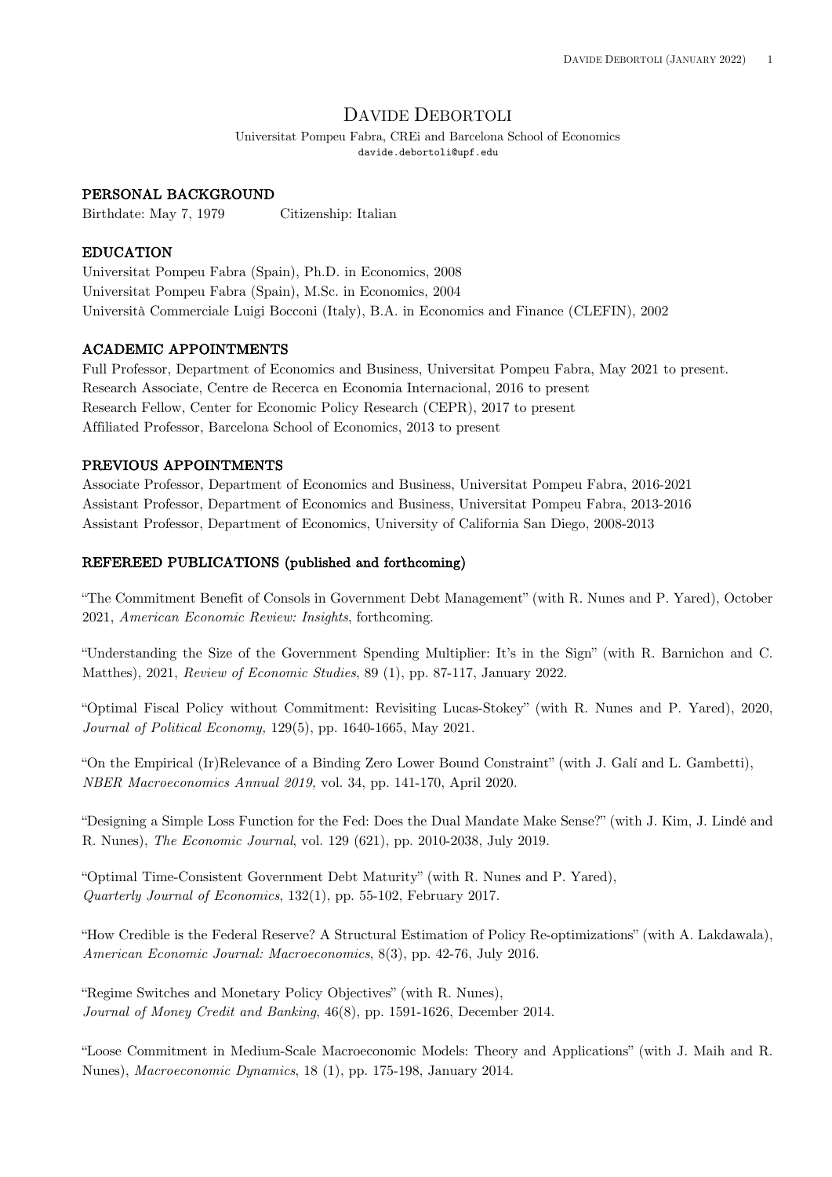# Davide Debortoli

Universitat Pompeu Fabra, CREi and Barcelona School of Economics
davide.debortoli@upf.edu

## PERSONAL BACKGROUND

Birthdate: May 7, 1979 Citizenship: Italian

## EDUCATION

Universitat Pompeu Fabra (Spain), Ph.D. in Economics, 2008
Universitat Pompeu Fabra (Spain), M.Sc. in Economics, 2004
Università Commerciale Luigi Bocconi (Italy), B.A. in Economics and Finance (CLEFIN), 2002

## ACADEMIC APPOINTMENTS

Full Professor, Department of Economics and Business, Universitat Pompeu Fabra, May 2021 to present.
Research Associate, Centre de Recerca en Economia Internacional, 2016 to present
Research Fellow, Center for Economic Policy Research (CEPR), 2017 to present
Affiliated Professor, Barcelona School of Economics, 2013 to present

## PREVIOUS APPOINTMENTS

Associate Professor, Department of Economics and Business, Universitat Pompeu Fabra, 2016-2021
Assistant Professor, Department of Economics and Business, Universitat Pompeu Fabra, 2013-2016
Assistant Professor, Department of Economics, University of California San Diego, 2008-2013

## REFEREED PUBLICATIONS (published and forthcoming)

"The Commitment Benefit of Consols in Government Debt Management" (with R. Nunes and P. Yared), October 2021, *American Economic Review: Insights*, forthcoming.

"Understanding the Size of the Government Spending Multiplier: It's in the Sign" (with R. Barnichon and C. Matthes), 2021, *Review of Economic Studies*, 89 (1), pp. 87-117, January 2022.

"Optimal Fiscal Policy without Commitment: Revisiting Lucas-Stokey" (with R. Nunes and P. Yared), 2020, *Journal of Political Economy,* 129(5), pp. 1640-1665, May 2021.

"On the Empirical (Ir)Relevance of a Binding Zero Lower Bound Constraint" (with J. Galí and L. Gambetti), *NBER Macroeconomics Annual 2019,* vol. 34, pp. 141-170, April 2020.

"Designing a Simple Loss Function for the Fed: Does the Dual Mandate Make Sense?" (with J. Kim, J. Lindé and R. Nunes), *The Economic Journal*, vol. 129 (621), pp. 2010-2038, July 2019.

"Optimal Time-Consistent Government Debt Maturity" (with R. Nunes and P. Yared), *Quarterly Journal of Economics*, 132(1), pp. 55-102, February 2017.

"How Credible is the Federal Reserve? A Structural Estimation of Policy Re-optimizations" (with A. Lakdawala), *American Economic Journal: Macroeconomics*, 8(3), pp. 42-76, July 2016.

"Regime Switches and Monetary Policy Objectives" (with R. Nunes), *Journal of Money Credit and Banking*, 46(8), pp. 1591-1626, December 2014.

"Loose Commitment in Medium-Scale Macroeconomic Models: Theory and Applications" (with J. Maih and R. Nunes), *Macroeconomic Dynamics*, 18 (1), pp. 175-198, January 2014.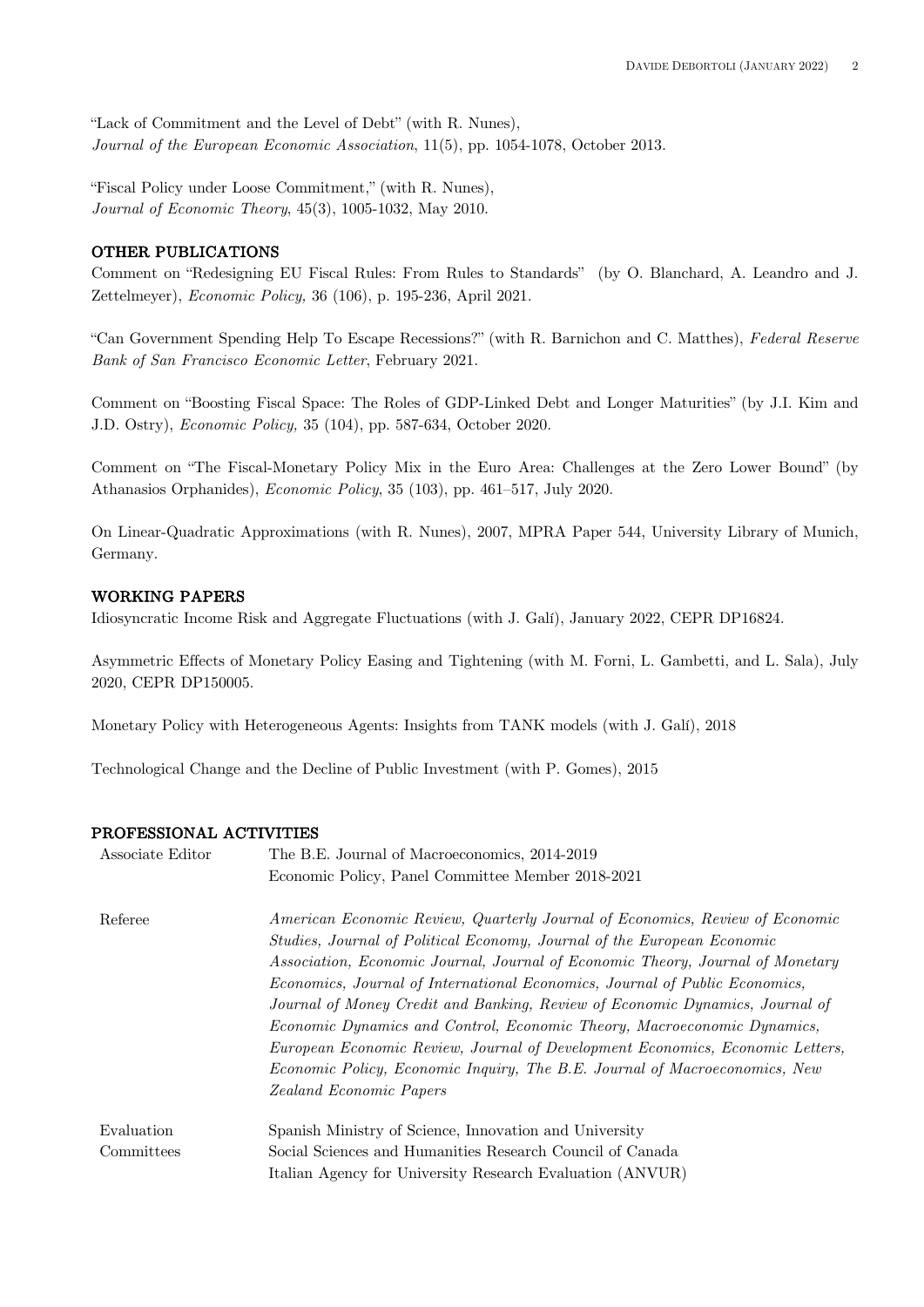"Lack of Commitment and the Level of Debt" (with R. Nunes),
*Journal of the European Economic Association*, 11(5), pp. 1054-1078, October 2013.

"Fiscal Policy under Loose Commitment," (with R. Nunes),
*Journal of Economic Theory*, 45(3), 1005-1032, May 2010.

## OTHER PUBLICATIONS

Comment on "Redesigning EU Fiscal Rules: From Rules to Standards" (by O. Blanchard, A. Leandro and J. Zettelmeyer), *Economic Policy*, 36 (106), p. 195-236, April 2021.

"Can Government Spending Help To Escape Recessions?" (with R. Barnichon and C. Matthes), *Federal Reserve Bank of San Francisco Economic Letter*, February 2021.

Comment on "Boosting Fiscal Space: The Roles of GDP-Linked Debt and Longer Maturities" (by J.I. Kim and J.D. Ostry), *Economic Policy,* 35 (104), pp. 587-634, October 2020.

Comment on "The Fiscal-Monetary Policy Mix in the Euro Area: Challenges at the Zero Lower Bound" (by Athanasios Orphanides), *Economic Policy*, 35 (103), pp. 461–517, July 2020.

On Linear-Quadratic Approximations (with R. Nunes), 2007, MPRA Paper 544, University Library of Munich, Germany.

## WORKING PAPERS

Idiosyncratic Income Risk and Aggregate Fluctuations (with J. Galí), January 2022, CEPR DP16824.

Asymmetric Effects of Monetary Policy Easing and Tightening (with M. Forni, L. Gambetti, and L. Sala), July 2020, CEPR DP150005.

Monetary Policy with Heterogeneous Agents: Insights from TANK models (with J. Galí), 2018

Technological Change and the Decline of Public Investment (with P. Gomes), 2015

## PROFESSIONAL ACTIVITIES

| | |
|---|---|
| Associate Editor | The B.E. Journal of Macroeconomics, 2014-2019<br>Economic Policy, Panel Committee Member 2018-2021 |
| Referee | *American Economic Review, Quarterly Journal of Economics, Review of Economic Studies, Journal of Political Economy, Journal of the European Economic Association, Economic Journal, Journal of Economic Theory, Journal of Monetary Economics, Journal of International Economics, Journal of Public Economics, Journal of Money Credit and Banking, Review of Economic Dynamics, Journal of Economic Dynamics and Control, Economic Theory, Macroeconomic Dynamics, European Economic Review, Journal of Development Economics, Economic Letters, Economic Policy, Economic Inquiry, The B.E. Journal of Macroeconomics, New Zealand Economic Papers* |
| Evaluation Committees | Spanish Ministry of Science, Innovation and University<br>Social Sciences and Humanities Research Council of Canada<br>Italian Agency for University Research Evaluation (ANVUR) |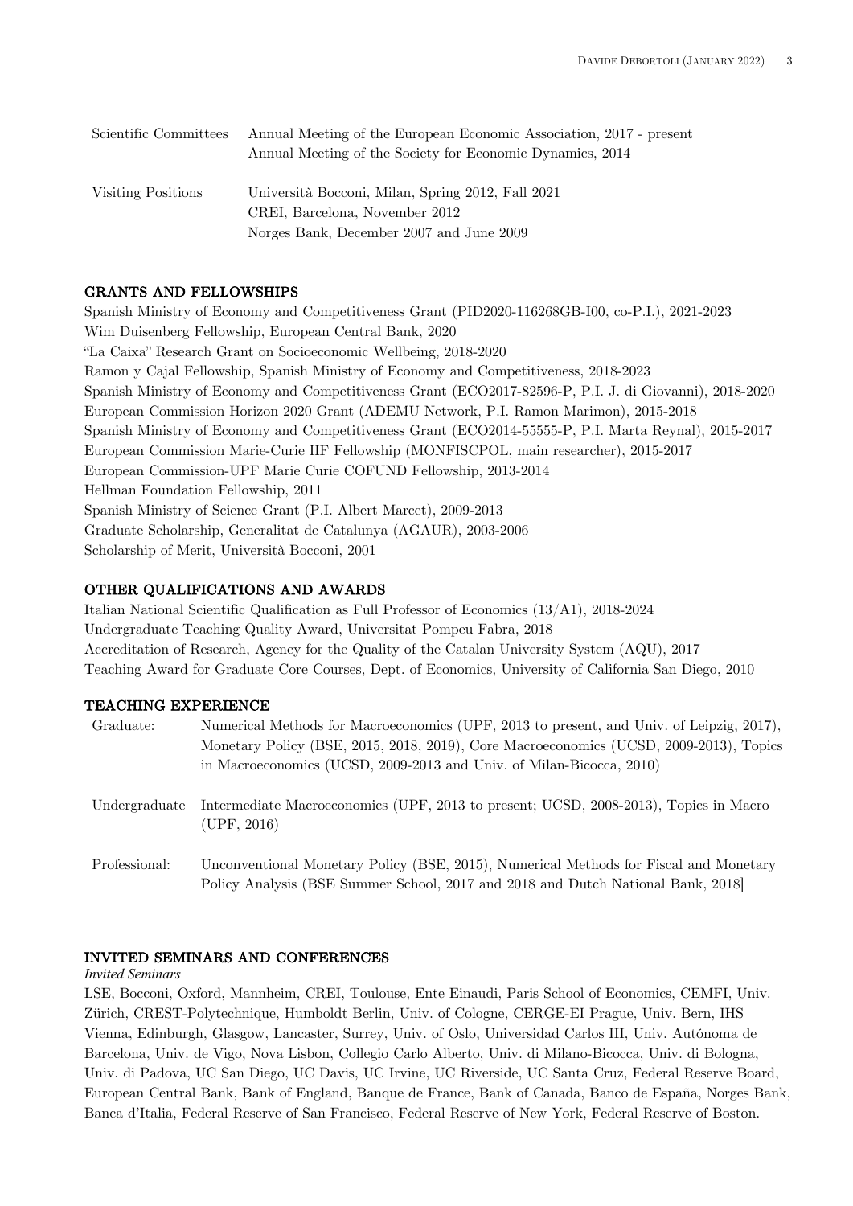| | |
|---|---|
| Scientific Committees | Annual Meeting of the European Economic Association, 2017 - present<br>Annual Meeting of the Society for Economic Dynamics, 2014 |
| Visiting Positions | Università Bocconi, Milan, Spring 2012, Fall 2021<br>CREI, Barcelona, November 2012<br>Norges Bank, December 2007 and June 2009 |

## GRANTS AND FELLOWSHIPS

Spanish Ministry of Economy and Competitiveness Grant (PID2020-116268GB-I00, co-P.I.), 2021-2023
Wim Duisenberg Fellowship, European Central Bank, 2020
"La Caixa" Research Grant on Socioeconomic Wellbeing, 2018-2020
Ramon y Cajal Fellowship, Spanish Ministry of Economy and Competitiveness, 2018-2023
Spanish Ministry of Economy and Competitiveness Grant (ECO2017-82596-P, P.I. J. di Giovanni), 2018-2020
European Commission Horizon 2020 Grant (ADEMU Network, P.I. Ramon Marimon), 2015-2018
Spanish Ministry of Economy and Competitiveness Grant (ECO2014-55555-P, P.I. Marta Reynal), 2015-2017
European Commission Marie-Curie IIF Fellowship (MONFISCPOL, main researcher), 2015-2017
European Commission-UPF Marie Curie COFUND Fellowship, 2013-2014
Hellman Foundation Fellowship, 2011
Spanish Ministry of Science Grant (P.I. Albert Marcet), 2009-2013
Graduate Scholarship, Generalitat de Catalunya (AGAUR), 2003-2006
Scholarship of Merit, Università Bocconi, 2001

## OTHER QUALIFICATIONS AND AWARDS

Italian National Scientific Qualification as Full Professor of Economics (13/A1), 2018-2024
Undergraduate Teaching Quality Award, Universitat Pompeu Fabra, 2018
Accreditation of Research, Agency for the Quality of the Catalan University System (AQU), 2017
Teaching Award for Graduate Core Courses, Dept. of Economics, University of California San Diego, 2010

## TEACHING EXPERIENCE

| | |
|---|---|
| Graduate: | Numerical Methods for Macroeconomics (UPF, 2013 to present, and Univ. of Leipzig, 2017), Monetary Policy (BSE, 2015, 2018, 2019), Core Macroeconomics (UCSD, 2009-2013), Topics in Macroeconomics (UCSD, 2009-2013 and Univ. of Milan-Bicocca, 2010) |
| Undergraduate | Intermediate Macroeconomics (UPF, 2013 to present; UCSD, 2008-2013), Topics in Macro (UPF, 2016) |
| Professional: | Unconventional Monetary Policy (BSE, 2015), Numerical Methods for Fiscal and Monetary Policy Analysis (BSE Summer School, 2017 and 2018 and Dutch National Bank, 2018] |

## INVITED SEMINARS AND CONFERENCES

*Invited Seminars*

LSE, Bocconi, Oxford, Mannheim, CREI, Toulouse, Ente Einaudi, Paris School of Economics, CEMFI, Univ. Zürich, CREST-Polytechnique, Humboldt Berlin, Univ. of Cologne, CERGE-EI Prague, Univ. Bern, IHS Vienna, Edinburgh, Glasgow, Lancaster, Surrey, Univ. of Oslo, Universidad Carlos III, Univ. Autónoma de Barcelona, Univ. de Vigo, Nova Lisbon, Collegio Carlo Alberto, Univ. di Milano-Bicocca, Univ. di Bologna, Univ. di Padova, UC San Diego, UC Davis, UC Irvine, UC Riverside, UC Santa Cruz, Federal Reserve Board, European Central Bank, Bank of England, Banque de France, Bank of Canada, Banco de España, Norges Bank, Banca d'Italia, Federal Reserve of San Francisco, Federal Reserve of New York, Federal Reserve of Boston.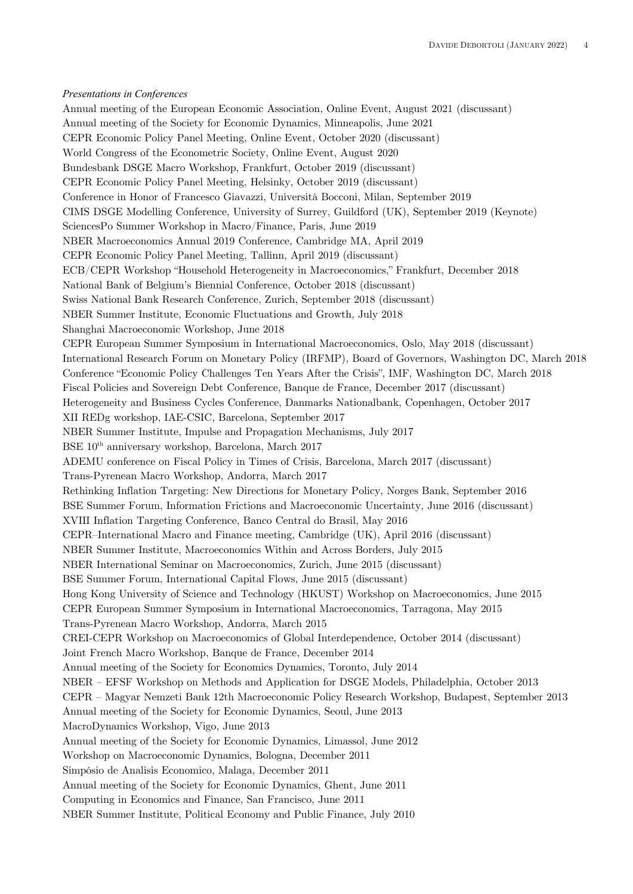*Presentations in Conferences*

Annual meeting of the European Economic Association, Online Event, August 2021 (discussant)
Annual meeting of the Society for Economic Dynamics, Minneapolis, June 2021
CEPR Economic Policy Panel Meeting, Online Event, October 2020 (discussant)
World Congress of the Econometric Society, Online Event, August 2020
Bundesbank DSGE Macro Workshop, Frankfurt, October 2019 (discussant)
CEPR Economic Policy Panel Meeting, Helsinky, October 2019 (discussant)
Conference in Honor of Francesco Giavazzi, Università Bocconi, Milan, September 2019
CIMS DSGE Modelling Conference, University of Surrey, Guildford (UK), September 2019 (Keynote)
SciencesPo Summer Workshop in Macro/Finance, Paris, June 2019
NBER Macroeconomics Annual 2019 Conference, Cambridge MA, April 2019
CEPR Economic Policy Panel Meeting, Tallinn, April 2019 (discussant)
ECB/CEPR Workshop "Household Heterogeneity in Macroeconomics," Frankfurt, December 2018
National Bank of Belgium's Biennial Conference, October 2018 (discussant)
Swiss National Bank Research Conference, Zurich, September 2018 (discussant)
NBER Summer Institute, Economic Fluctuations and Growth, July 2018
Shanghai Macroeconomic Workshop, June 2018
CEPR European Summer Symposium in International Macroeconomics, Oslo, May 2018 (discussant)
International Research Forum on Monetary Policy (IRFMP), Board of Governors, Washington DC, March 2018
Conference "Economic Policy Challenges Ten Years After the Crisis", IMF, Washington DC, March 2018
Fiscal Policies and Sovereign Debt Conference, Banque de France, December 2017 (discussant)
Heterogeneity and Business Cycles Conference, Danmarks Nationalbank, Copenhagen, October 2017
XII REDg workshop, IAE-CSIC, Barcelona, September 2017
NBER Summer Institute, Impulse and Propagation Mechanisms, July 2017
BSE 10th anniversary workshop, Barcelona, March 2017
ADEMU conference on Fiscal Policy in Times of Crisis, Barcelona, March 2017 (discussant)
Trans-Pyrenean Macro Workshop, Andorra, March 2017
Rethinking Inflation Targeting: New Directions for Monetary Policy, Norges Bank, September 2016
BSE Summer Forum, Information Frictions and Macroeconomic Uncertainty, June 2016 (discussant)
XVIII Inflation Targeting Conference, Banco Central do Brasil, May 2016
CEPR–International Macro and Finance meeting, Cambridge (UK), April 2016 (discussant)
NBER Summer Institute, Macroeconomics Within and Across Borders, July 2015
NBER International Seminar on Macroeconomics, Zurich, June 2015 (discussant)
BSE Summer Forum, International Capital Flows, June 2015 (discussant)
Hong Kong University of Science and Technology (HKUST) Workshop on Macroeconomics, June 2015
CEPR European Summer Symposium in International Macroeconomics, Tarragona, May 2015
Trans-Pyrenean Macro Workshop, Andorra, March 2015
CREI-CEPR Workshop on Macroeconomics of Global Interdependence, October 2014 (discussant)
Joint French Macro Workshop, Banque de France, December 2014
Annual meeting of the Society for Economics Dynamics, Toronto, July 2014
NBER – EFSF Workshop on Methods and Application for DSGE Models, Philadelphia, October 2013
CEPR – Magyar Nemzeti Bank 12th Macroeconomic Policy Research Workshop, Budapest, September 2013
Annual meeting of the Society for Economic Dynamics, Seoul, June 2013
MacroDynamics Workshop, Vigo, June 2013
Annual meeting of the Society for Economic Dynamics, Limassol, June 2012
Workshop on Macroeconomic Dynamics, Bologna, December 2011
Simpósio de Analisis Economico, Malaga, December 2011
Annual meeting of the Society for Economic Dynamics, Ghent, June 2011
Computing in Economics and Finance, San Francisco, June 2011
NBER Summer Institute, Political Economy and Public Finance, July 2010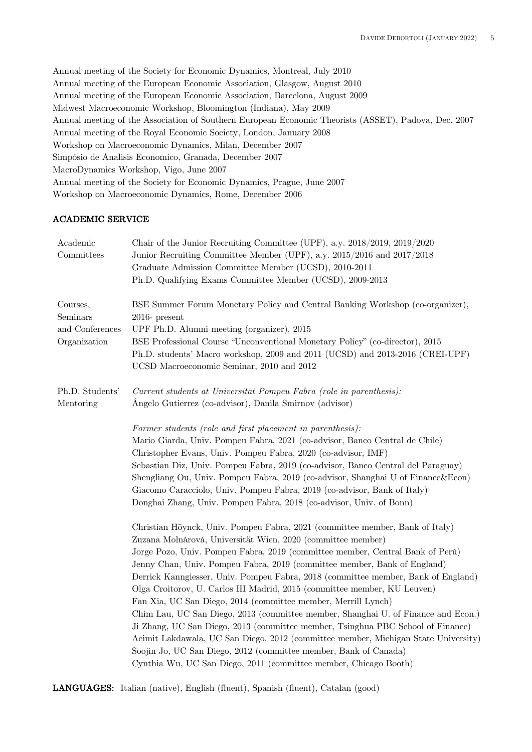Annual meeting of the Society for Economic Dynamics, Montreal, July 2010
Annual meeting of the European Economic Association, Glasgow, August 2010
Annual meeting of the European Economic Association, Barcelona, August 2009
Midwest Macroeconomic Workshop, Bloomington (Indiana), May 2009
Annual meeting of the Association of Southern European Economic Theorists (ASSET), Padova, Dec. 2007
Annual meeting of the Royal Economic Society, London, January 2008
Workshop on Macroeconomic Dynamics, Milan, December 2007
Simpósio de Analisis Economico, Granada, December 2007
MacroDynamics Workshop, Vigo, June 2007
Annual meeting of the Society for Economic Dynamics, Prague, June 2007
Workshop on Macroeconomic Dynamics, Rome, December 2006

## ACADEMIC SERVICE

| | |
|---|---|
| Academic Committees | Chair of the Junior Recruiting Committee (UPF), a.y. 2018/2019, 2019/2020<br>Junior Recruiting Committee Member (UPF), a.y. 2015/2016 and 2017/2018<br>Graduate Admission Committee Member (UCSD), 2010-2011<br>Ph.D. Qualifying Exams Committee Member (UCSD), 2009-2013 |
| Courses, Seminars and Conferences Organization | BSE Summer Forum Monetary Policy and Central Banking Workshop (co-organizer), 2016- present<br>UPF Ph.D. Alumni meeting (organizer), 2015<br>BSE Professional Course "Unconventional Monetary Policy" (co-director), 2015<br>Ph.D. students' Macro workshop, 2009 and 2011 (UCSD) and 2013-2016 (CREI-UPF)<br>UCSD Macroeconomic Seminar, 2010 and 2012 |
| Ph.D. Students' Mentoring | *Current students at Universitat Pompeu Fabra (role in parenthesis):*<br>Ángelo Gutierrez (co-advisor), Danila Smirnov (advisor)<br><br>*Former students (role and first placement in parenthesis):*<br>Mario Giarda, Univ. Pompeu Fabra, 2021 (co-advisor, Banco Central de Chile)<br>Christopher Evans, Univ. Pompeu Fabra, 2020 (co-advisor, IMF)<br>Sebastian Diz, Univ. Pompeu Fabra, 2019 (co-advisor, Banco Central del Paraguay)<br>Shengliang Ou, Univ. Pompeu Fabra, 2019 (co-advisor, Shanghai U of Finance&Econ)<br>Giacomo Caracciolo, Univ. Pompeu Fabra, 2019 (co-advisor, Bank of Italy)<br>Donghai Zhang, Univ. Pompeu Fabra, 2018 (co-advisor, Univ. of Bonn)<br><br>Christian Höynck, Univ. Pompeu Fabra, 2021 (committee member, Bank of Italy)<br>Zuzana Molnárová, Universität Wien, 2020 (committee member)<br>Jorge Pozo, Univ. Pompeu Fabra, 2019 (committee member, Central Bank of Perú)<br>Jenny Chan, Univ. Pompeu Fabra, 2019 (committee member, Bank of England)<br>Derrick Kanngiesser, Univ. Pompeu Fabra, 2018 (committee member, Bank of England)<br>Olga Croitorov, U. Carlos III Madrid, 2015 (committee member, KU Leuven)<br>Fan Xia, UC San Diego, 2014 (committee member, Merrill Lynch)<br>Chim Lau, UC San Diego, 2013 (committee member, Shanghai U. of Finance and Econ.)<br>Ji Zhang, UC San Diego, 2013 (committee member, Tsinghua PBC School of Finance)<br>Aeimit Lakdawala, UC San Diego, 2012 (committee member, Michigan State University)<br>Soojin Jo, UC San Diego, 2012 (committee member, Bank of Canada)<br>Cynthia Wu, UC San Diego, 2011 (committee member, Chicago Booth) |

**LANGUAGES:** Italian (native), English (fluent), Spanish (fluent), Catalan (good)